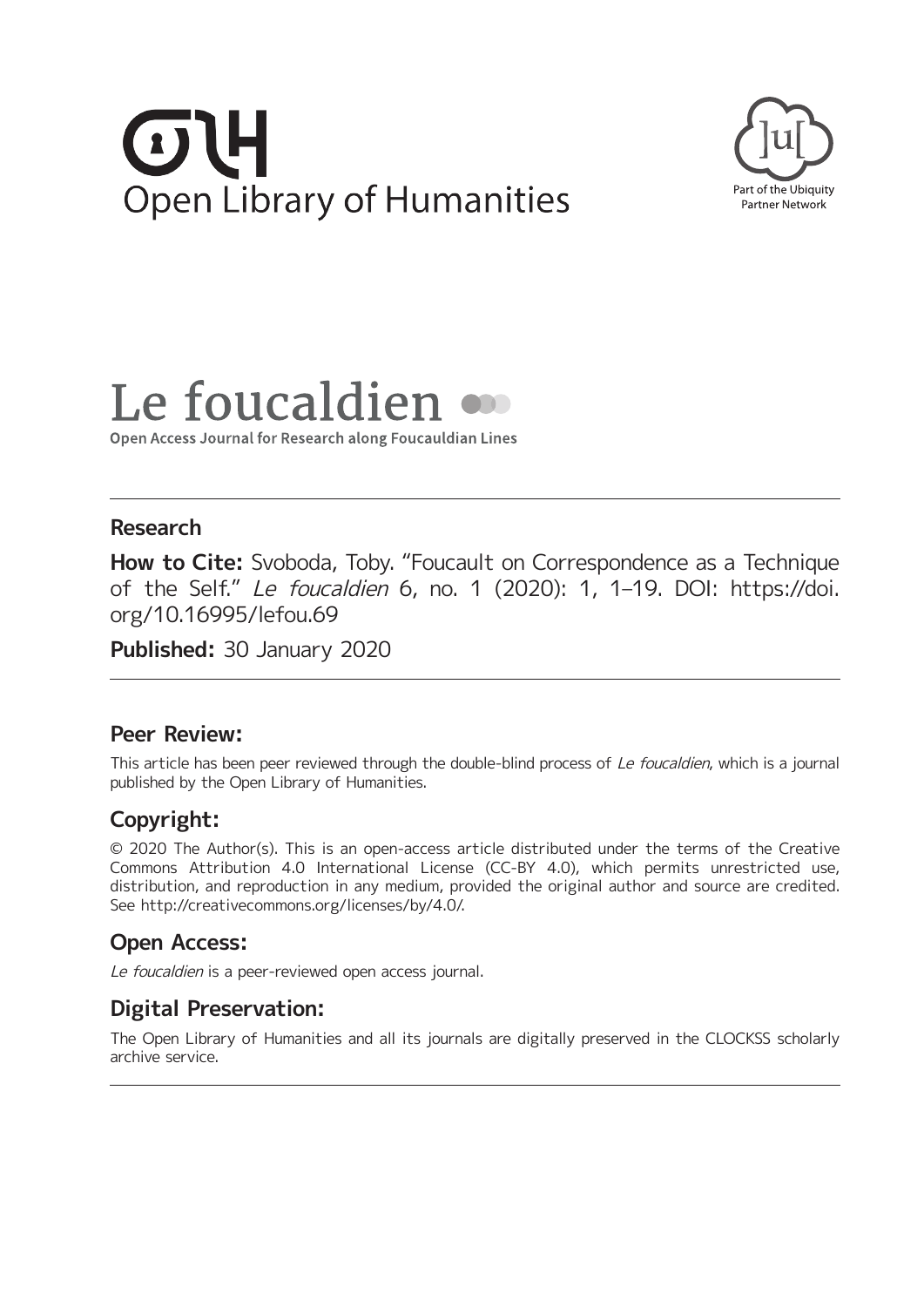Open Library of Humanities

Part of the Ubiquity Partner Network

# Le foucaldien

Open Access Journal for Research along Foucauldian Lines

## Research

**How to Cite:** Svoboda, Toby. "Foucault on Correspondence as a Technique of the Self." *Le foucaldien* 6, no. 1 (2020): 1, 1–19. DOI: https://doi.org/10.16995/lefou.69

**Published:** 30 January 2020

## Peer Review:

This article has been peer reviewed through the double-blind process of *Le foucaldien*, which is a journal published by the Open Library of Humanities.

## Copyright:

© 2020 The Author(s). This is an open-access article distributed under the terms of the Creative Commons Attribution 4.0 International License (CC-BY 4.0), which permits unrestricted use, distribution, and reproduction in any medium, provided the original author and source are credited. See http://creativecommons.org/licenses/by/4.0/.

## Open Access:

*Le foucaldien* is a peer-reviewed open access journal.

## Digital Preservation:

The Open Library of Humanities and all its journals are digitally preserved in the CLOCKSS scholarly archive service.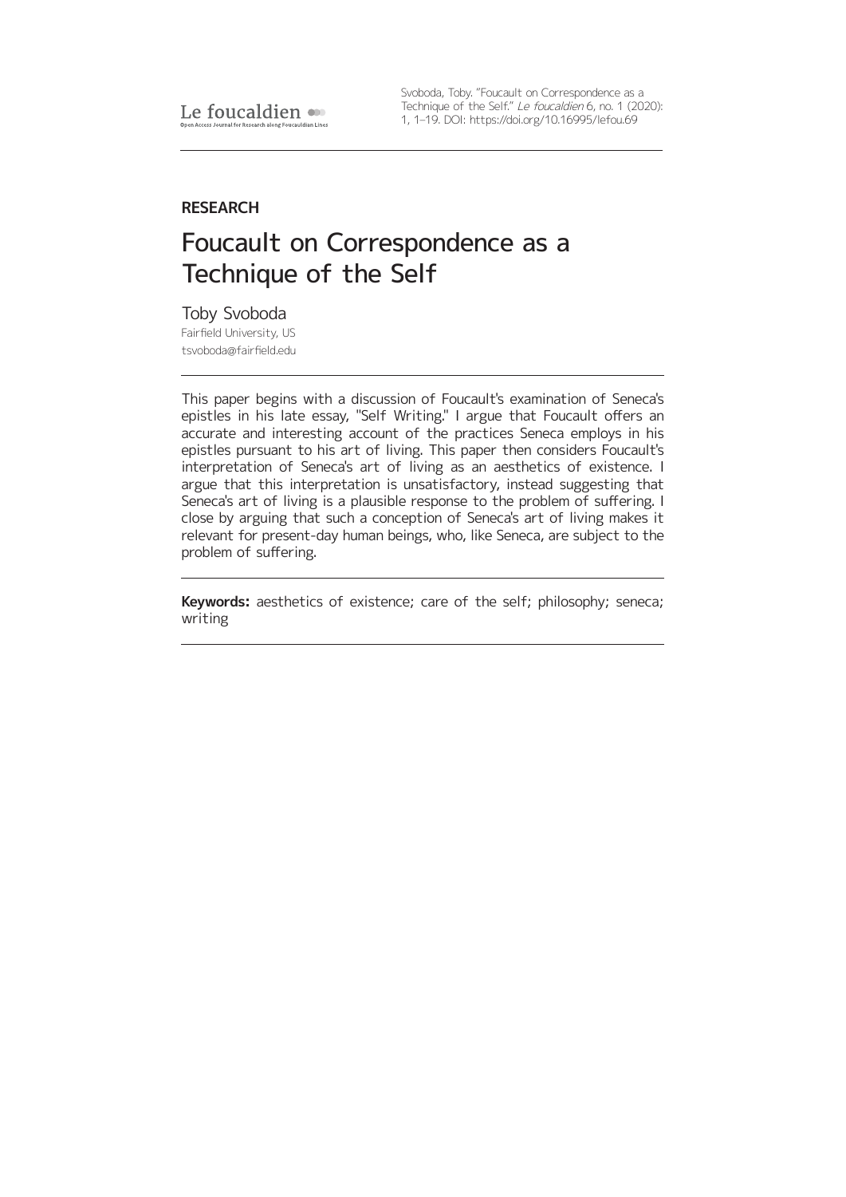RESEARCH

# Foucault on Correspondence as a Technique of the Self

Toby Svoboda

Fairfield University, US

tsvoboda@fairfield.edu

This paper begins with a discussion of Foucault's examination of Seneca's epistles in his late essay, "Self Writing." I argue that Foucault offers an accurate and interesting account of the practices Seneca employs in his epistles pursuant to his art of living. This paper then considers Foucault's interpretation of Seneca's art of living as an aesthetics of existence. I argue that this interpretation is unsatisfactory, instead suggesting that Seneca's art of living is a plausible response to the problem of suffering. I close by arguing that such a conception of Seneca's art of living makes it relevant for present-day human beings, who, like Seneca, are subject to the problem of suffering.

**Keywords:** aesthetics of existence; care of the self; philosophy; seneca; writing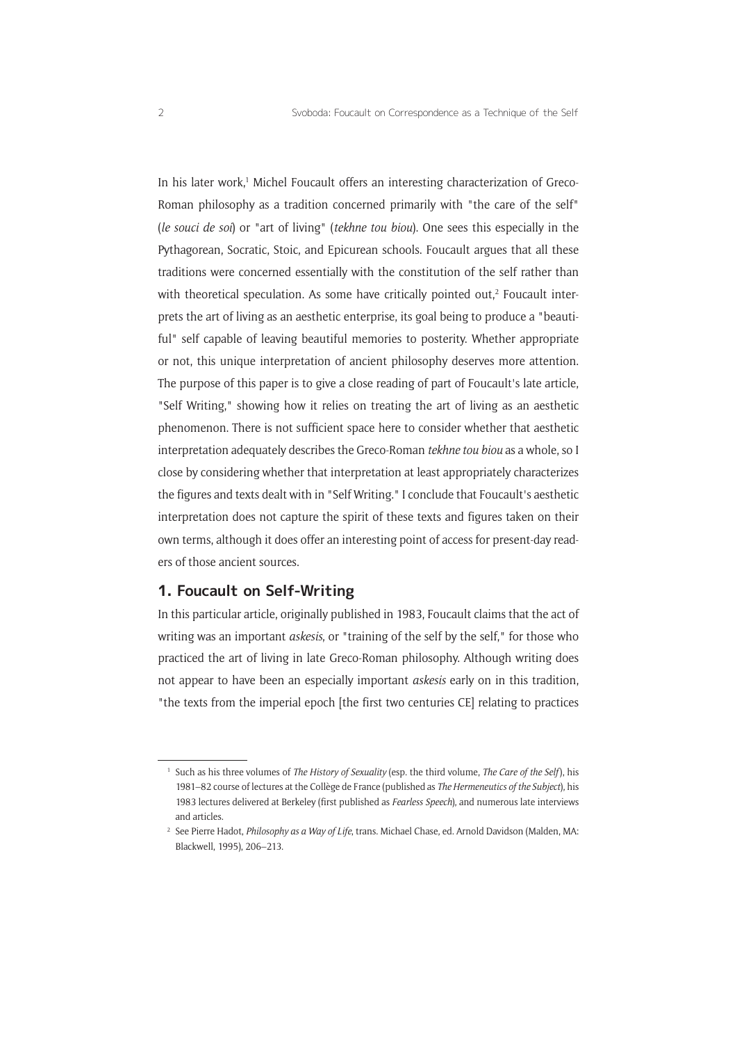In his later work,[1] Michel Foucault offers an interesting characterization of Greco-Roman philosophy as a tradition concerned primarily with "the care of the self" (*le souci de soi*) or "art of living" (*tekhne tou biou*). One sees this especially in the Pythagorean, Socratic, Stoic, and Epicurean schools. Foucault argues that all these traditions were concerned essentially with the constitution of the self rather than with theoretical speculation. As some have critically pointed out,[2] Foucault interprets the art of living as an aesthetic enterprise, its goal being to produce a "beautiful" self capable of leaving beautiful memories to posterity. Whether appropriate or not, this unique interpretation of ancient philosophy deserves more attention. The purpose of this paper is to give a close reading of part of Foucault's late article, "Self Writing," showing how it relies on treating the art of living as an aesthetic phenomenon. There is not sufficient space here to consider whether that aesthetic interpretation adequately describes the Greco-Roman *tekhne tou biou* as a whole, so I close by considering whether that interpretation at least appropriately characterizes the figures and texts dealt with in "Self Writing." I conclude that Foucault's aesthetic interpretation does not capture the spirit of these texts and figures taken on their own terms, although it does offer an interesting point of access for present-day readers of those ancient sources.

## 1. Foucault on Self-Writing

In this particular article, originally published in 1983, Foucault claims that the act of writing was an important *askesis*, or "training of the self by the self," for those who practiced the art of living in late Greco-Roman philosophy. Although writing does not appear to have been an especially important *askesis* early on in this tradition, "the texts from the imperial epoch [the first two centuries CE] relating to practices

[1] Such as his three volumes of *The History of Sexuality* (esp. the third volume, *The Care of the Self*), his 1981–82 course of lectures at the Collège de France (published as *The Hermeneutics of the Subject*), his 1983 lectures delivered at Berkeley (first published as *Fearless Speech*), and numerous late interviews and articles.

[2] See Pierre Hadot, *Philosophy as a Way of Life*, trans. Michael Chase, ed. Arnold Davidson (Malden, MA: Blackwell, 1995), 206–213.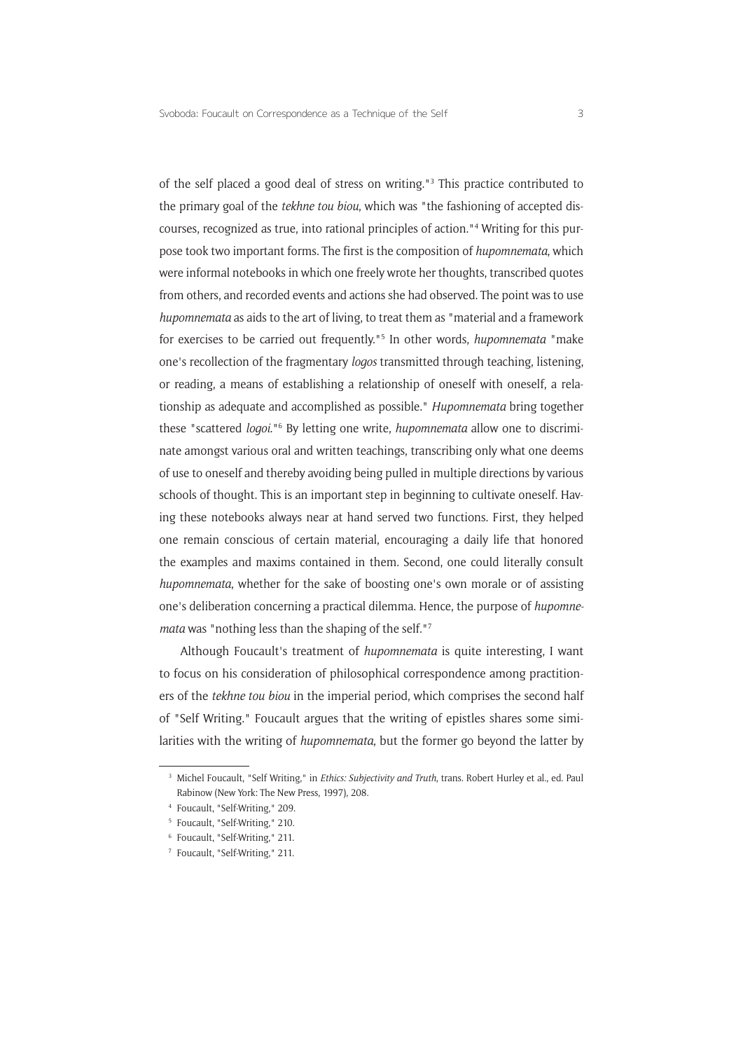of the self placed a good deal of stress on writing."[3] This practice contributed to the primary goal of the *tekhne tou biou*, which was "the fashioning of accepted discourses, recognized as true, into rational principles of action."[4] Writing for this purpose took two important forms. The first is the composition of *hupomnemata*, which were informal notebooks in which one freely wrote her thoughts, transcribed quotes from others, and recorded events and actions she had observed. The point was to use *hupomnemata* as aids to the art of living, to treat them as "material and a framework for exercises to be carried out frequently."[5] In other words, *hupomnemata* "make one's recollection of the fragmentary *logos* transmitted through teaching, listening, or reading, a means of establishing a relationship of oneself with oneself, a relationship as adequate and accomplished as possible." *Hupomnemata* bring together these "scattered *logoi*."[6] By letting one write, *hupomnemata* allow one to discriminate amongst various oral and written teachings, transcribing only what one deems of use to oneself and thereby avoiding being pulled in multiple directions by various schools of thought. This is an important step in beginning to cultivate oneself. Having these notebooks always near at hand served two functions. First, they helped one remain conscious of certain material, encouraging a daily life that honored the examples and maxims contained in them. Second, one could literally consult *hupomnemata*, whether for the sake of boosting one's own morale or of assisting one's deliberation concerning a practical dilemma. Hence, the purpose of *hupomnemata* was "nothing less than the shaping of the self."[7]

Although Foucault's treatment of *hupomnemata* is quite interesting, I want to focus on his consideration of philosophical correspondence among practitioners of the *tekhne tou biou* in the imperial period, which comprises the second half of "Self Writing." Foucault argues that the writing of epistles shares some similarities with the writing of *hupomnemata*, but the former go beyond the latter by

---

[3] Michel Foucault, "Self Writing," in *Ethics: Subjectivity and Truth*, trans. Robert Hurley et al., ed. Paul Rabinow (New York: The New Press, 1997), 208.

[4] Foucault, "Self-Writing," 209.

[5] Foucault, "Self-Writing," 210.

[6] Foucault, "Self-Writing," 211.

[7] Foucault, "Self-Writing," 211.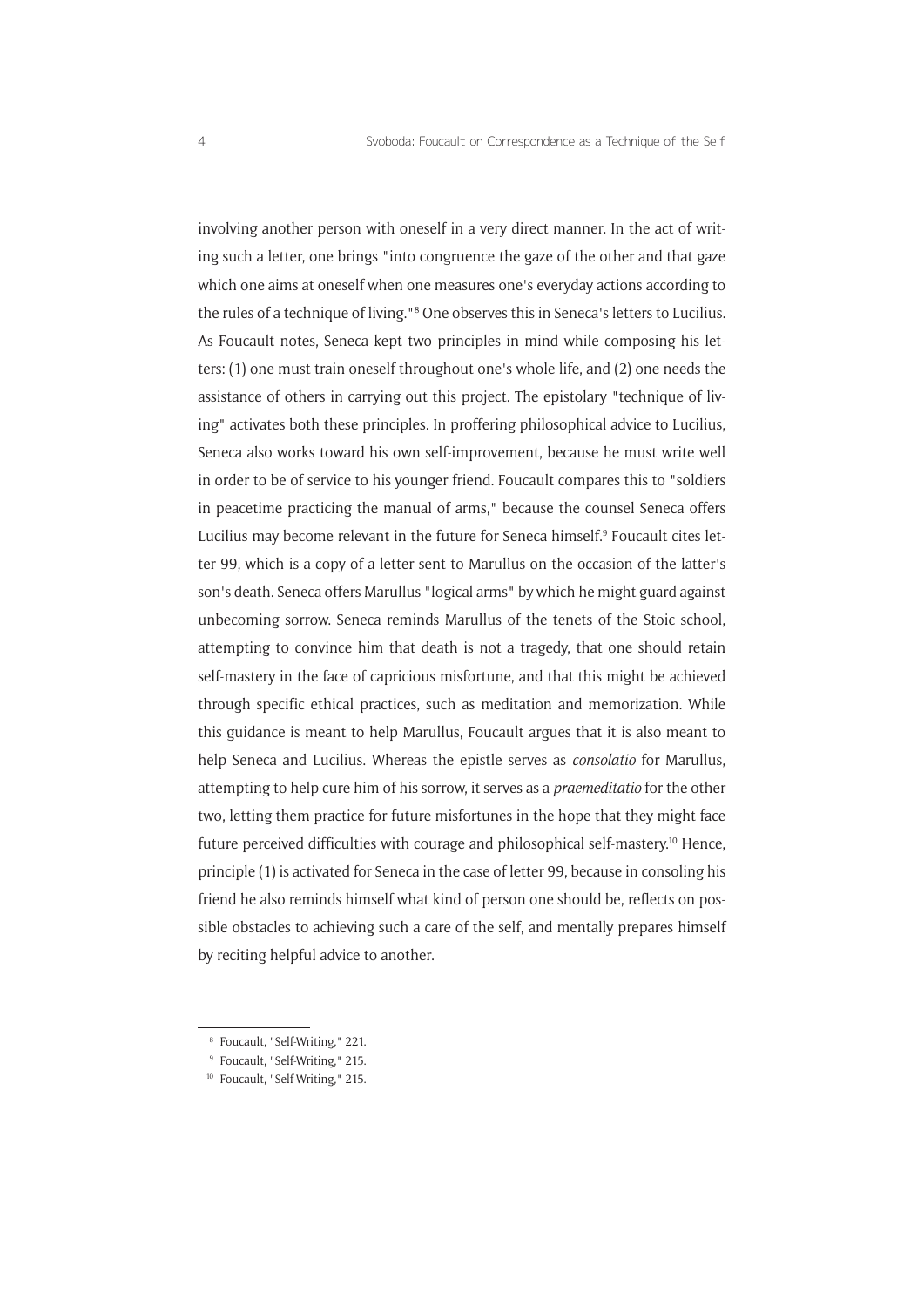involving another person with oneself in a very direct manner. In the act of writing such a letter, one brings "into congruence the gaze of the other and that gaze which one aims at oneself when one measures one's everyday actions according to the rules of a technique of living."[8] One observes this in Seneca's letters to Lucilius. As Foucault notes, Seneca kept two principles in mind while composing his letters: (1) one must train oneself throughout one's whole life, and (2) one needs the assistance of others in carrying out this project. The epistolary "technique of living" activates both these principles. In proffering philosophical advice to Lucilius, Seneca also works toward his own self-improvement, because he must write well in order to be of service to his younger friend. Foucault compares this to "soldiers in peacetime practicing the manual of arms," because the counsel Seneca offers Lucilius may become relevant in the future for Seneca himself.[9] Foucault cites letter 99, which is a copy of a letter sent to Marullus on the occasion of the latter's son's death. Seneca offers Marullus "logical arms" by which he might guard against unbecoming sorrow. Seneca reminds Marullus of the tenets of the Stoic school, attempting to convince him that death is not a tragedy, that one should retain self-mastery in the face of capricious misfortune, and that this might be achieved through specific ethical practices, such as meditation and memorization. While this guidance is meant to help Marullus, Foucault argues that it is also meant to help Seneca and Lucilius. Whereas the epistle serves as *consolatio* for Marullus, attempting to help cure him of his sorrow, it serves as a *praemeditatio* for the other two, letting them practice for future misfortunes in the hope that they might face future perceived difficulties with courage and philosophical self-mastery.[10] Hence, principle (1) is activated for Seneca in the case of letter 99, because in consoling his friend he also reminds himself what kind of person one should be, reflects on possible obstacles to achieving such a care of the self, and mentally prepares himself by reciting helpful advice to another.

---

[8] Foucault, "Self-Writing," 221.

[9] Foucault, "Self-Writing," 215.

[10] Foucault, "Self-Writing," 215.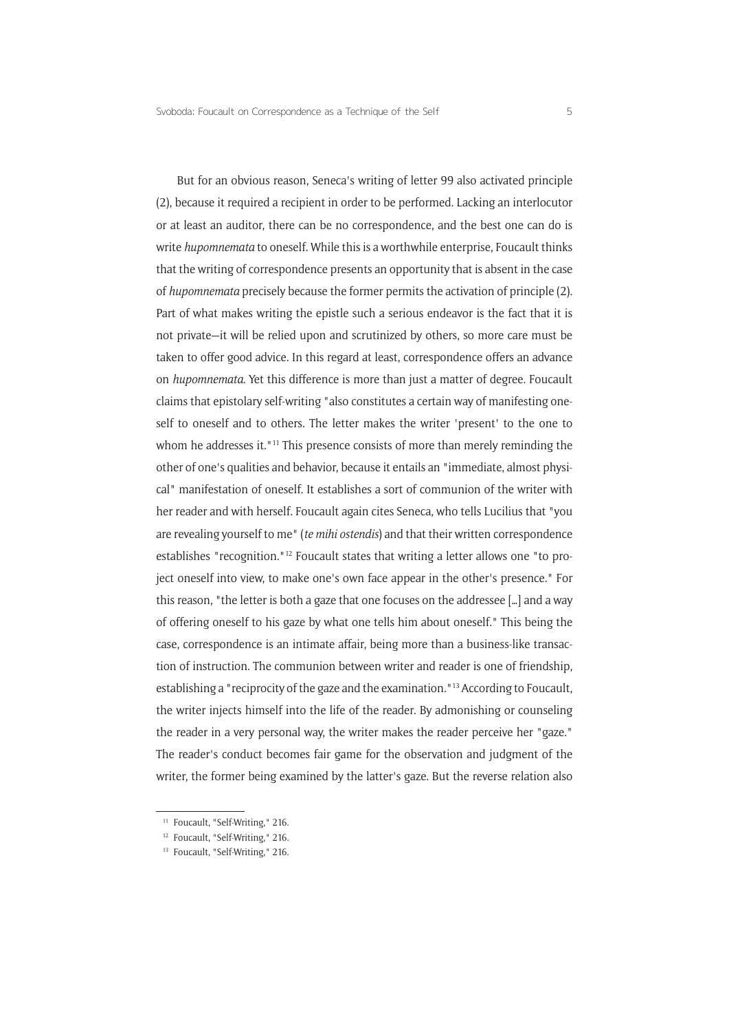But for an obvious reason, Seneca's writing of letter 99 also activated principle (2), because it required a recipient in order to be performed. Lacking an interlocutor or at least an auditor, there can be no correspondence, and the best one can do is write *hupomnemata* to oneself. While this is a worthwhile enterprise, Foucault thinks that the writing of correspondence presents an opportunity that is absent in the case of *hupomnemata* precisely because the former permits the activation of principle (2). Part of what makes writing the epistle such a serious endeavor is the fact that it is not private—it will be relied upon and scrutinized by others, so more care must be taken to offer good advice. In this regard at least, correspondence offers an advance on *hupomnemata*. Yet this difference is more than just a matter of degree. Foucault claims that epistolary self-writing "also constitutes a certain way of manifesting oneself to oneself and to others. The letter makes the writer 'present' to the one to whom he addresses it."[11] This presence consists of more than merely reminding the other of one's qualities and behavior, because it entails an "immediate, almost physical" manifestation of oneself. It establishes a sort of communion of the writer with her reader and with herself. Foucault again cites Seneca, who tells Lucilius that "you are revealing yourself to me" (*te mihi ostendis*) and that their written correspondence establishes "recognition."[12] Foucault states that writing a letter allows one "to project oneself into view, to make one's own face appear in the other's presence." For this reason, "the letter is both a gaze that one focuses on the addressee [...] and a way of offering oneself to his gaze by what one tells him about oneself." This being the case, correspondence is an intimate affair, being more than a business-like transaction of instruction. The communion between writer and reader is one of friendship, establishing a "reciprocity of the gaze and the examination."[13] According to Foucault, the writer injects himself into the life of the reader. By admonishing or counseling the reader in a very personal way, the writer makes the reader perceive her "gaze." The reader's conduct becomes fair game for the observation and judgment of the writer, the former being examined by the latter's gaze. But the reverse relation also

[11] Foucault, "Self-Writing," 216.

[12] Foucault, "Self-Writing," 216.

[13] Foucault, "Self-Writing," 216.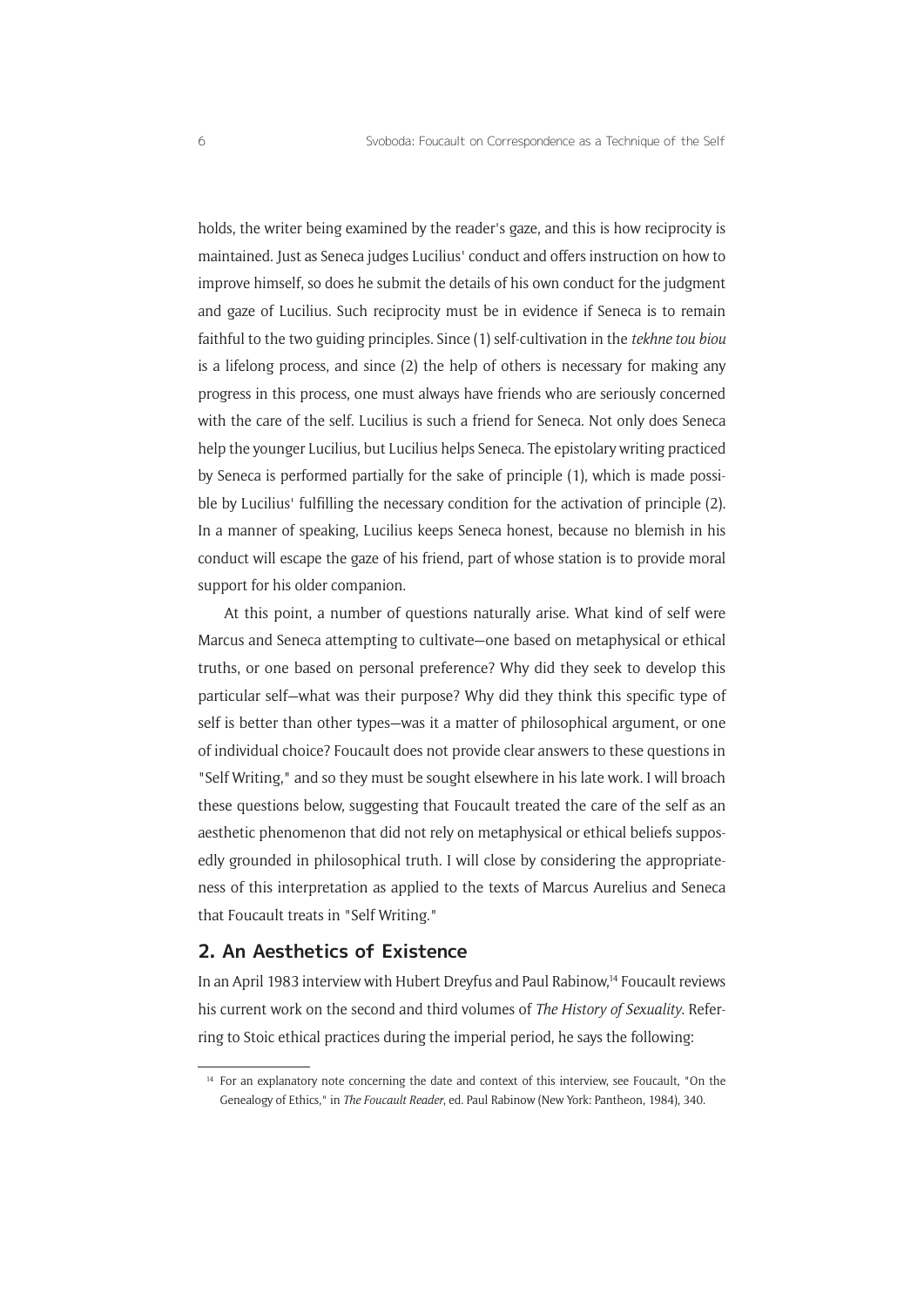holds, the writer being examined by the reader's gaze, and this is how reciprocity is maintained. Just as Seneca judges Lucilius' conduct and offers instruction on how to improve himself, so does he submit the details of his own conduct for the judgment and gaze of Lucilius. Such reciprocity must be in evidence if Seneca is to remain faithful to the two guiding principles. Since (1) self-cultivation in the *tekhne tou biou* is a lifelong process, and since (2) the help of others is necessary for making any progress in this process, one must always have friends who are seriously concerned with the care of the self. Lucilius is such a friend for Seneca. Not only does Seneca help the younger Lucilius, but Lucilius helps Seneca. The epistolary writing practiced by Seneca is performed partially for the sake of principle (1), which is made possible by Lucilius' fulfilling the necessary condition for the activation of principle (2). In a manner of speaking, Lucilius keeps Seneca honest, because no blemish in his conduct will escape the gaze of his friend, part of whose station is to provide moral support for his older companion.

At this point, a number of questions naturally arise. What kind of self were Marcus and Seneca attempting to cultivate—one based on metaphysical or ethical truths, or one based on personal preference? Why did they seek to develop this particular self—what was their purpose? Why did they think this specific type of self is better than other types—was it a matter of philosophical argument, or one of individual choice? Foucault does not provide clear answers to these questions in "Self Writing," and so they must be sought elsewhere in his late work. I will broach these questions below, suggesting that Foucault treated the care of the self as an aesthetic phenomenon that did not rely on metaphysical or ethical beliefs supposedly grounded in philosophical truth. I will close by considering the appropriateness of this interpretation as applied to the texts of Marcus Aurelius and Seneca that Foucault treats in "Self Writing."

## 2. An Aesthetics of Existence

In an April 1983 interview with Hubert Dreyfus and Paul Rabinow,[14] Foucault reviews his current work on the second and third volumes of *The History of Sexuality*. Referring to Stoic ethical practices during the imperial period, he says the following:

[14] For an explanatory note concerning the date and context of this interview, see Foucault, "On the Genealogy of Ethics," in *The Foucault Reader*, ed. Paul Rabinow (New York: Pantheon, 1984), 340.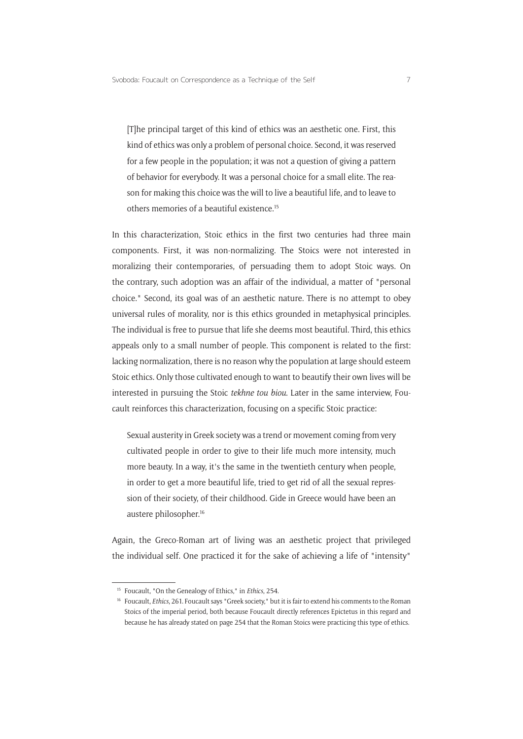> [T]he principal target of this kind of ethics was an aesthetic one. First, this kind of ethics was only a problem of personal choice. Second, it was reserved for a few people in the population; it was not a question of giving a pattern of behavior for everybody. It was a personal choice for a small elite. The reason for making this choice was the will to live a beautiful life, and to leave to others memories of a beautiful existence.[15]

In this characterization, Stoic ethics in the first two centuries had three main components. First, it was non-normalizing. The Stoics were not interested in moralizing their contemporaries, of persuading them to adopt Stoic ways. On the contrary, such adoption was an affair of the individual, a matter of "personal choice." Second, its goal was of an aesthetic nature. There is no attempt to obey universal rules of morality, nor is this ethics grounded in metaphysical principles. The individual is free to pursue that life she deems most beautiful. Third, this ethics appeals only to a small number of people. This component is related to the first: lacking normalization, there is no reason why the population at large should esteem Stoic ethics. Only those cultivated enough to want to beautify their own lives will be interested in pursuing the Stoic *tekhne tou biou*. Later in the same interview, Foucault reinforces this characterization, focusing on a specific Stoic practice:

> Sexual austerity in Greek society was a trend or movement coming from very cultivated people in order to give to their life much more intensity, much more beauty. In a way, it's the same in the twentieth century when people, in order to get a more beautiful life, tried to get rid of all the sexual repression of their society, of their childhood. Gide in Greece would have been an austere philosopher.[16]

Again, the Greco-Roman art of living was an aesthetic project that privileged the individual self. One practiced it for the sake of achieving a life of "intensity"

---

[15] Foucault, "On the Genealogy of Ethics," in *Ethics*, 254.

[16] Foucault, *Ethics*, 261. Foucault says "Greek society," but it is fair to extend his comments to the Roman Stoics of the imperial period, both because Foucault directly references Epictetus in this regard and because he has already stated on page 254 that the Roman Stoics were practicing this type of ethics.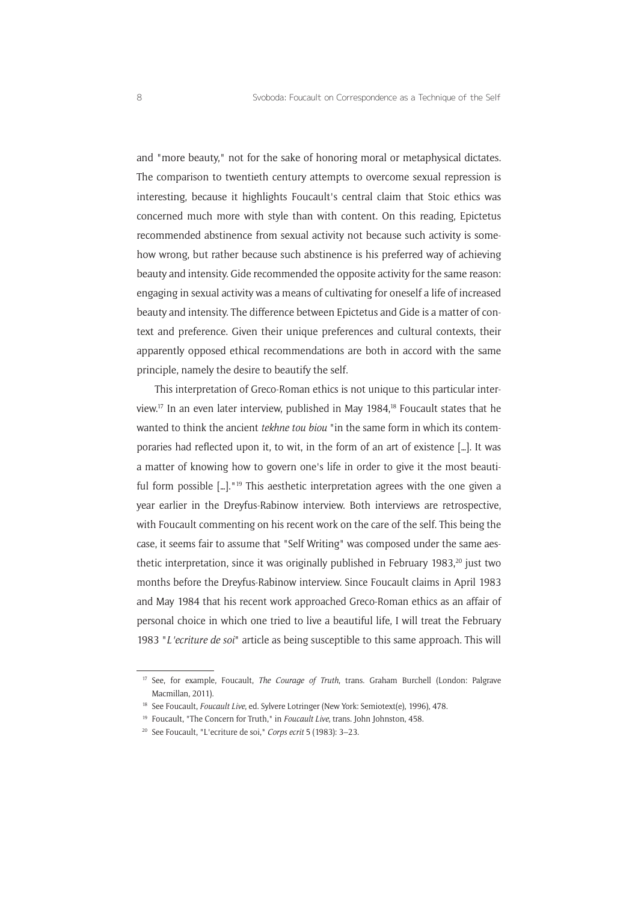and "more beauty," not for the sake of honoring moral or metaphysical dictates. The comparison to twentieth century attempts to overcome sexual repression is interesting, because it highlights Foucault's central claim that Stoic ethics was concerned much more with style than with content. On this reading, Epictetus recommended abstinence from sexual activity not because such activity is somehow wrong, but rather because such abstinence is his preferred way of achieving beauty and intensity. Gide recommended the opposite activity for the same reason: engaging in sexual activity was a means of cultivating for oneself a life of increased beauty and intensity. The difference between Epictetus and Gide is a matter of context and preference. Given their unique preferences and cultural contexts, their apparently opposed ethical recommendations are both in accord with the same principle, namely the desire to beautify the self.

This interpretation of Greco-Roman ethics is not unique to this particular interview.[17] In an even later interview, published in May 1984,[18] Foucault states that he wanted to think the ancient *tekhne tou biou* "in the same form in which its contemporaries had reflected upon it, to wit, in the form of an art of existence [...]. It was a matter of knowing how to govern one's life in order to give it the most beautiful form possible [...]."[19] This aesthetic interpretation agrees with the one given a year earlier in the Dreyfus-Rabinow interview. Both interviews are retrospective, with Foucault commenting on his recent work on the care of the self. This being the case, it seems fair to assume that "Self Writing" was composed under the same aesthetic interpretation, since it was originally published in February 1983,[20] just two months before the Dreyfus-Rabinow interview. Since Foucault claims in April 1983 and May 1984 that his recent work approached Greco-Roman ethics as an affair of personal choice in which one tried to live a beautiful life, I will treat the February 1983 "*L'ecriture de soi*" article as being susceptible to this same approach. This will

---

[17] See, for example, Foucault, *The Courage of Truth*, trans. Graham Burchell (London: Palgrave Macmillan, 2011).

[18] See Foucault, *Foucault Live*, ed. Sylvere Lotringer (New York: Semiotext(e), 1996), 478.

[19] Foucault, "The Concern for Truth," in *Foucault Live*, trans. John Johnston, 458.

[20] See Foucault, "L'ecriture de soi," *Corps ecrit* 5 (1983): 3–23.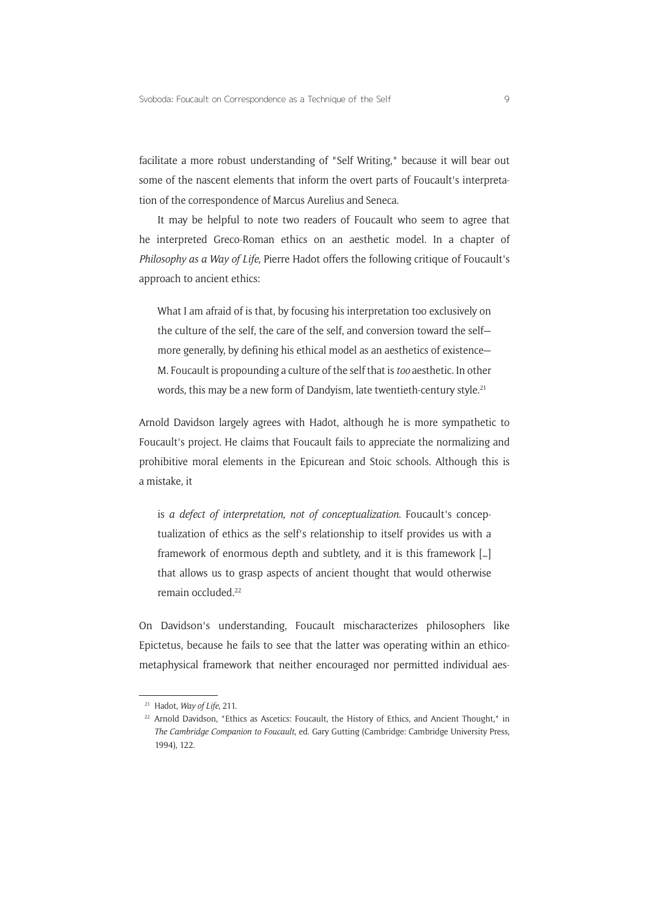facilitate a more robust understanding of "Self Writing," because it will bear out some of the nascent elements that inform the overt parts of Foucault's interpretation of the correspondence of Marcus Aurelius and Seneca.

It may be helpful to note two readers of Foucault who seem to agree that he interpreted Greco-Roman ethics on an aesthetic model. In a chapter of *Philosophy as a Way of Life*, Pierre Hadot offers the following critique of Foucault's approach to ancient ethics:

> What I am afraid of is that, by focusing his interpretation too exclusively on the culture of the self, the care of the self, and conversion toward the self—more generally, by defining his ethical model as an aesthetics of existence—M. Foucault is propounding a culture of the self that is *too* aesthetic. In other words, this may be a new form of Dandyism, late twentieth-century style.[21]

Arnold Davidson largely agrees with Hadot, although he is more sympathetic to Foucault's project. He claims that Foucault fails to appreciate the normalizing and prohibitive moral elements in the Epicurean and Stoic schools. Although this is a mistake, it

> is *a defect of interpretation, not of conceptualization*. Foucault's conceptualization of ethics as the self's relationship to itself provides us with a framework of enormous depth and subtlety, and it is this framework [...] that allows us to grasp aspects of ancient thought that would otherwise remain occluded.[22]

On Davidson's understanding, Foucault mischaracterizes philosophers like Epictetus, because he fails to see that the latter was operating within an ethico-metaphysical framework that neither encouraged nor permitted individual aes-

---

[21] Hadot, *Way of Life*, 211.

[22] Arnold Davidson, "Ethics as Ascetics: Foucault, the History of Ethics, and Ancient Thought," in *The Cambridge Companion to Foucault*, ed. Gary Gutting (Cambridge: Cambridge University Press, 1994), 122.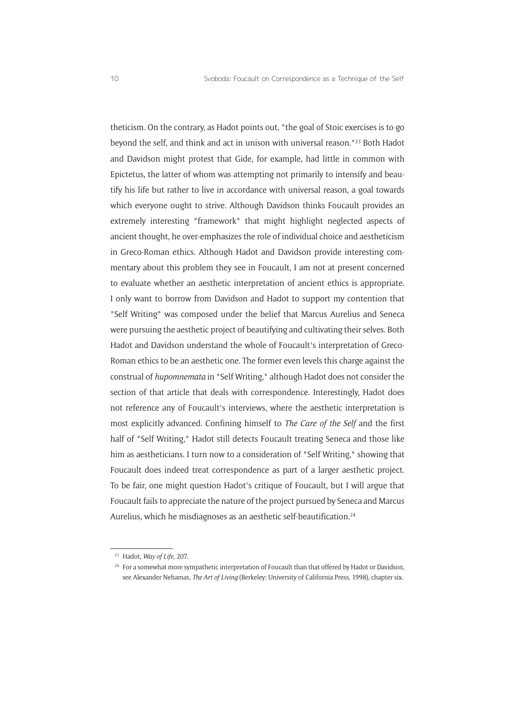theticism. On the contrary, as Hadot points out, "the goal of Stoic exercises is to go beyond the self, and think and act in unison with universal reason."[23] Both Hadot and Davidson might protest that Gide, for example, had little in common with Epictetus, the latter of whom was attempting not primarily to intensify and beautify his life but rather to live in accordance with universal reason, a goal towards which everyone ought to strive. Although Davidson thinks Foucault provides an extremely interesting "framework" that might highlight neglected aspects of ancient thought, he over-emphasizes the role of individual choice and aestheticism in Greco-Roman ethics. Although Hadot and Davidson provide interesting commentary about this problem they see in Foucault, I am not at present concerned to evaluate whether an aesthetic interpretation of ancient ethics is appropriate. I only want to borrow from Davidson and Hadot to support my contention that "Self Writing" was composed under the belief that Marcus Aurelius and Seneca were pursuing the aesthetic project of beautifying and cultivating their selves. Both Hadot and Davidson understand the whole of Foucault's interpretation of Greco-Roman ethics to be an aesthetic one. The former even levels this charge against the construal of *hupomnemata* in "Self Writing," although Hadot does not consider the section of that article that deals with correspondence. Interestingly, Hadot does not reference any of Foucault's interviews, where the aesthetic interpretation is most explicitly advanced. Confining himself to *The Care of the Self* and the first half of "Self Writing," Hadot still detects Foucault treating Seneca and those like him as aestheticians. I turn now to a consideration of "Self Writing," showing that Foucault does indeed treat correspondence as part of a larger aesthetic project. To be fair, one might question Hadot's critique of Foucault, but I will argue that Foucault fails to appreciate the nature of the project pursued by Seneca and Marcus Aurelius, which he misdiagnoses as an aesthetic self-beautification.[24]

---

[23] Hadot, *Way of Life*, 207.

[24] For a somewhat more sympathetic interpretation of Foucault than that offered by Hadot or Davidson, see Alexander Nehamas, *The Art of Living* (Berkeley: University of California Press, 1998), chapter six.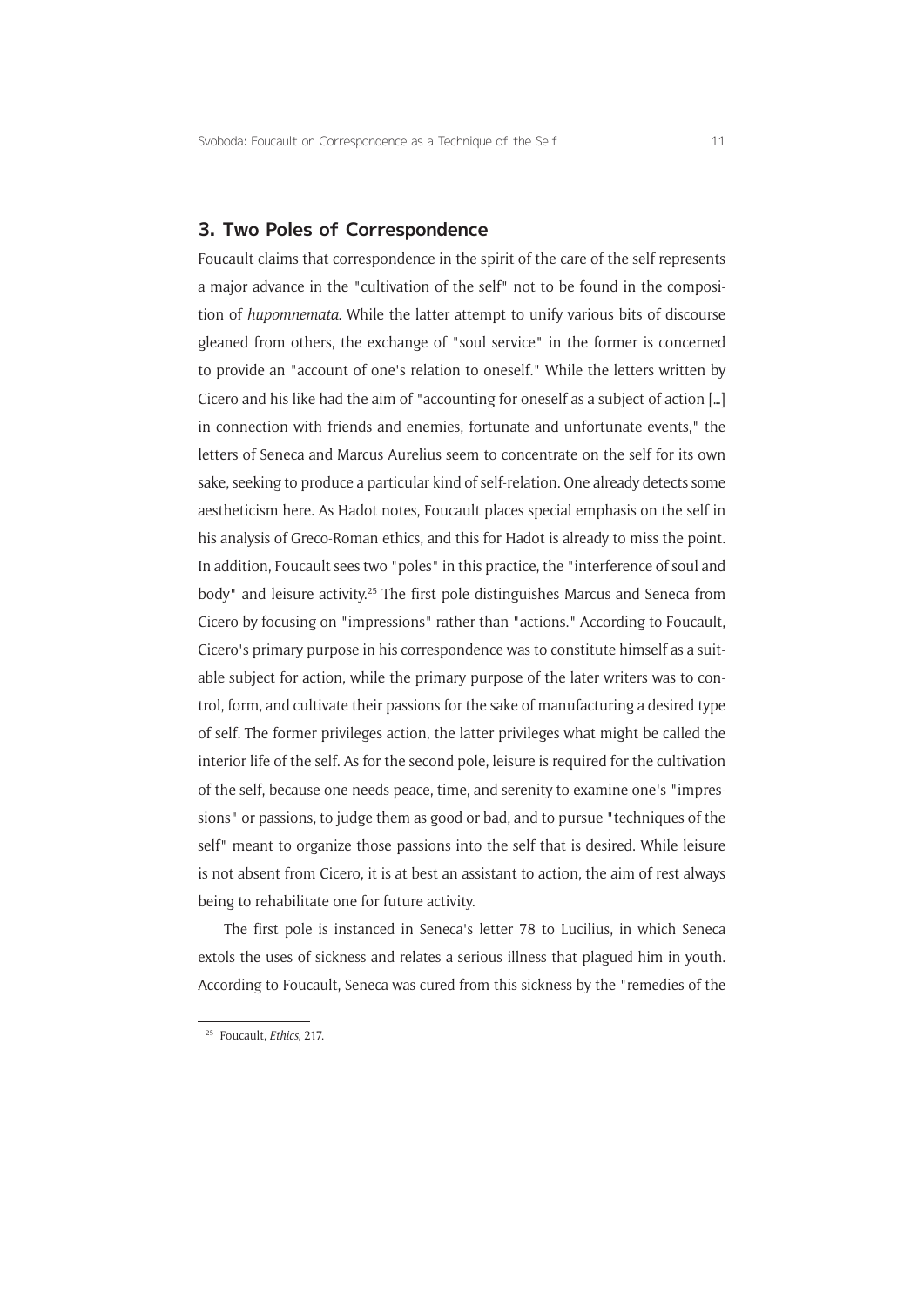## 3. Two Poles of Correspondence

Foucault claims that correspondence in the spirit of the care of the self represents a major advance in the "cultivation of the self" not to be found in the composition of *hupomnemata*. While the latter attempt to unify various bits of discourse gleaned from others, the exchange of "soul service" in the former is concerned to provide an "account of one's relation to oneself." While the letters written by Cicero and his like had the aim of "accounting for oneself as a subject of action [...] in connection with friends and enemies, fortunate and unfortunate events," the letters of Seneca and Marcus Aurelius seem to concentrate on the self for its own sake, seeking to produce a particular kind of self-relation. One already detects some aestheticism here. As Hadot notes, Foucault places special emphasis on the self in his analysis of Greco-Roman ethics, and this for Hadot is already to miss the point. In addition, Foucault sees two "poles" in this practice, the "interference of soul and body" and leisure activity.[25] The first pole distinguishes Marcus and Seneca from Cicero by focusing on "impressions" rather than "actions." According to Foucault, Cicero's primary purpose in his correspondence was to constitute himself as a suitable subject for action, while the primary purpose of the later writers was to control, form, and cultivate their passions for the sake of manufacturing a desired type of self. The former privileges action, the latter privileges what might be called the interior life of the self. As for the second pole, leisure is required for the cultivation of the self, because one needs peace, time, and serenity to examine one's "impressions" or passions, to judge them as good or bad, and to pursue "techniques of the self" meant to organize those passions into the self that is desired. While leisure is not absent from Cicero, it is at best an assistant to action, the aim of rest always being to rehabilitate one for future activity.

The first pole is instanced in Seneca's letter 78 to Lucilius, in which Seneca extols the uses of sickness and relates a serious illness that plagued him in youth. According to Foucault, Seneca was cured from this sickness by the "remedies of the

[25] Foucault, *Ethics*, 217.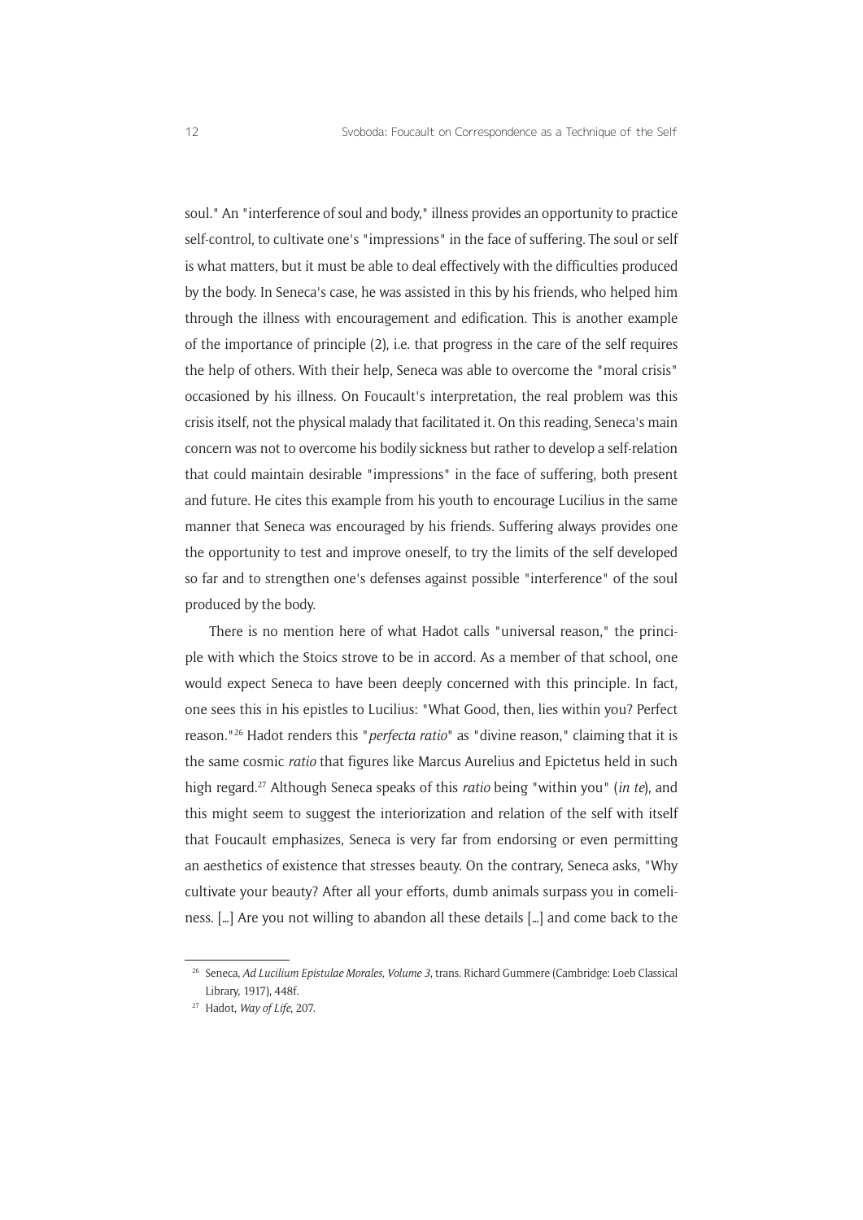soul." An "interference of soul and body," illness provides an opportunity to practice self-control, to cultivate one's "impressions" in the face of suffering. The soul or self is what matters, but it must be able to deal effectively with the difficulties produced by the body. In Seneca's case, he was assisted in this by his friends, who helped him through the illness with encouragement and edification. This is another example of the importance of principle (2), i.e. that progress in the care of the self requires the help of others. With their help, Seneca was able to overcome the "moral crisis" occasioned by his illness. On Foucault's interpretation, the real problem was this crisis itself, not the physical malady that facilitated it. On this reading, Seneca's main concern was not to overcome his bodily sickness but rather to develop a self-relation that could maintain desirable "impressions" in the face of suffering, both present and future. He cites this example from his youth to encourage Lucilius in the same manner that Seneca was encouraged by his friends. Suffering always provides one the opportunity to test and improve oneself, to try the limits of the self developed so far and to strengthen one's defenses against possible "interference" of the soul produced by the body.

There is no mention here of what Hadot calls "universal reason," the principle with which the Stoics strove to be in accord. As a member of that school, one would expect Seneca to have been deeply concerned with this principle. In fact, one sees this in his epistles to Lucilius: "What Good, then, lies within you? Perfect reason."[26] Hadot renders this "*perfecta ratio*" as "divine reason," claiming that it is the same cosmic *ratio* that figures like Marcus Aurelius and Epictetus held in such high regard.[27] Although Seneca speaks of this *ratio* being "within you" (*in te*), and this might seem to suggest the interiorization and relation of the self with itself that Foucault emphasizes, Seneca is very far from endorsing or even permitting an aesthetics of existence that stresses beauty. On the contrary, Seneca asks, "Why cultivate your beauty? After all your efforts, dumb animals surpass you in comeliness. [...] Are you not willing to abandon all these details [...] and come back to the

---

[26] Seneca, *Ad Lucilium Epistulae Morales, Volume 3*, trans. Richard Gummere (Cambridge: Loeb Classical Library, 1917), 448f.

[27] Hadot, *Way of Life*, 207.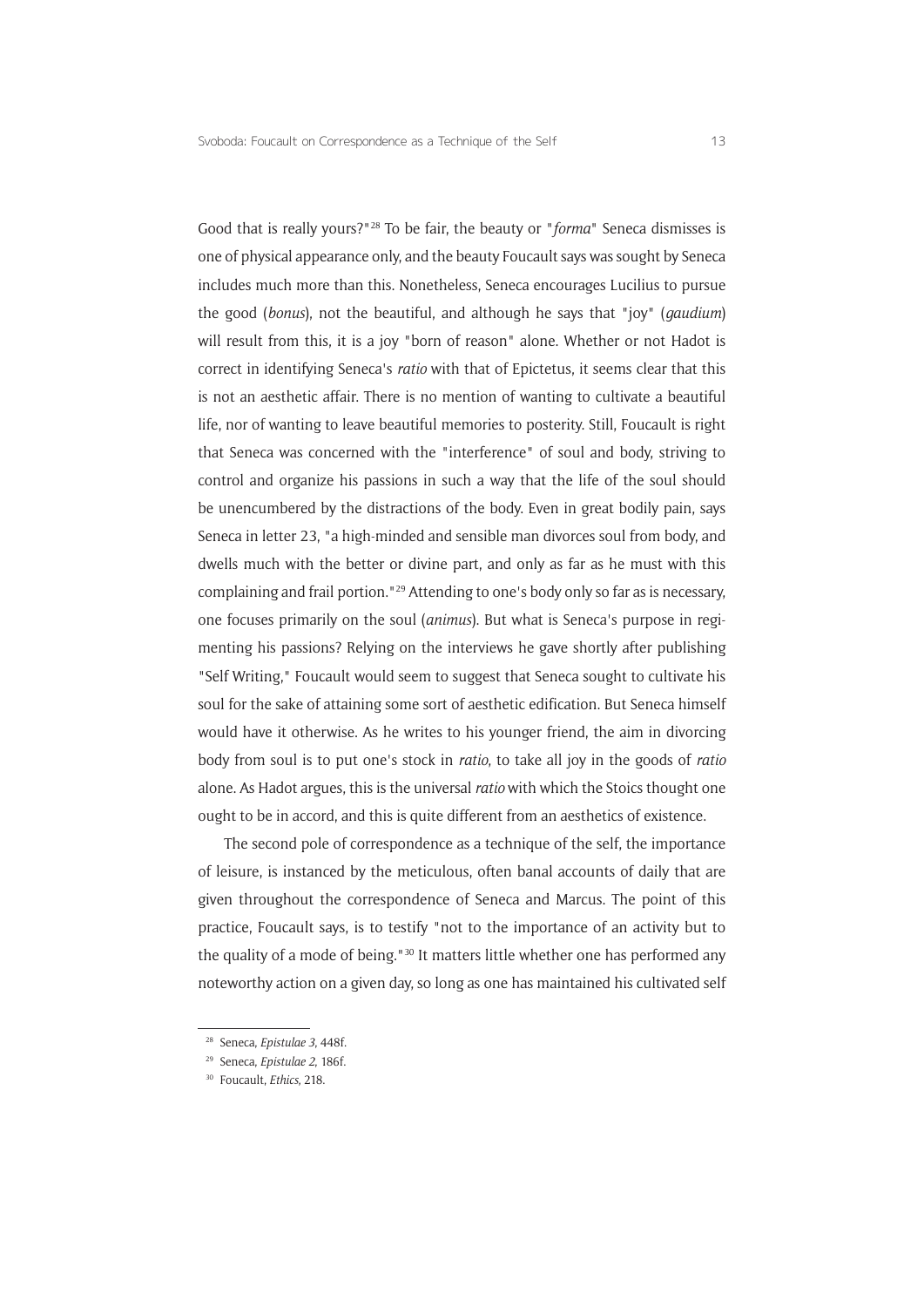Good that is really yours?"[28] To be fair, the beauty or "*forma*" Seneca dismisses is one of physical appearance only, and the beauty Foucault says was sought by Seneca includes much more than this. Nonetheless, Seneca encourages Lucilius to pursue the good (*bonus*), not the beautiful, and although he says that "joy" (*gaudium*) will result from this, it is a joy "born of reason" alone. Whether or not Hadot is correct in identifying Seneca's *ratio* with that of Epictetus, it seems clear that this is not an aesthetic affair. There is no mention of wanting to cultivate a beautiful life, nor of wanting to leave beautiful memories to posterity. Still, Foucault is right that Seneca was concerned with the "interference" of soul and body, striving to control and organize his passions in such a way that the life of the soul should be unencumbered by the distractions of the body. Even in great bodily pain, says Seneca in letter 23, "a high-minded and sensible man divorces soul from body, and dwells much with the better or divine part, and only as far as he must with this complaining and frail portion."[29] Attending to one's body only so far as is necessary, one focuses primarily on the soul (*animus*). But what is Seneca's purpose in regimenting his passions? Relying on the interviews he gave shortly after publishing "Self Writing," Foucault would seem to suggest that Seneca sought to cultivate his soul for the sake of attaining some sort of aesthetic edification. But Seneca himself would have it otherwise. As he writes to his younger friend, the aim in divorcing body from soul is to put one's stock in *ratio*, to take all joy in the goods of *ratio* alone. As Hadot argues, this is the universal *ratio* with which the Stoics thought one ought to be in accord, and this is quite different from an aesthetics of existence.

The second pole of correspondence as a technique of the self, the importance of leisure, is instanced by the meticulous, often banal accounts of daily that are given throughout the correspondence of Seneca and Marcus. The point of this practice, Foucault says, is to testify "not to the importance of an activity but to the quality of a mode of being."[30] It matters little whether one has performed any noteworthy action on a given day, so long as one has maintained his cultivated self

[28] Seneca, *Epistulae 3*, 448f.

[29] Seneca, *Epistulae 2*, 186f.

[30] Foucault, *Ethics*, 218.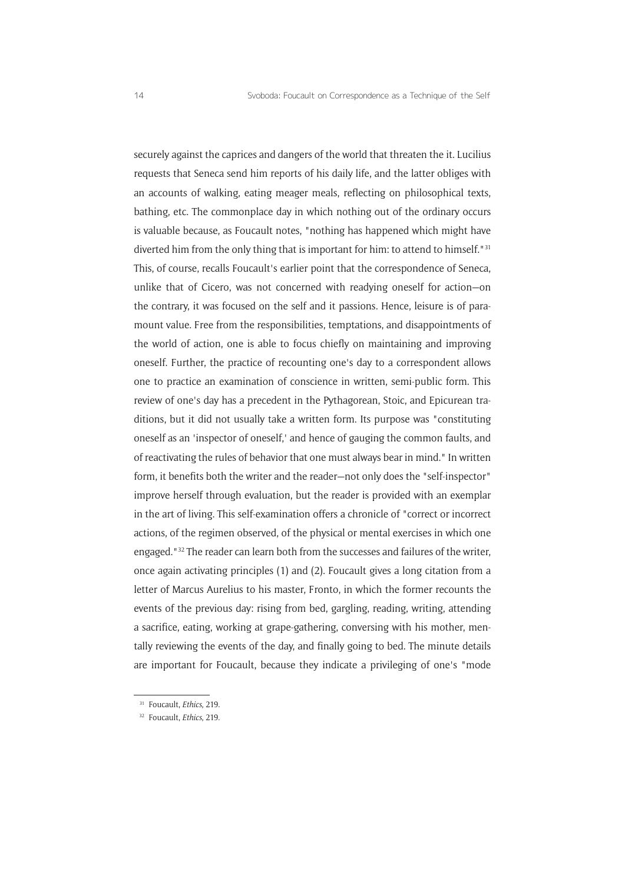securely against the caprices and dangers of the world that threaten the it. Lucilius requests that Seneca send him reports of his daily life, and the latter obliges with an accounts of walking, eating meager meals, reflecting on philosophical texts, bathing, etc. The commonplace day in which nothing out of the ordinary occurs is valuable because, as Foucault notes, "nothing has happened which might have diverted him from the only thing that is important for him: to attend to himself."[31] This, of course, recalls Foucault's earlier point that the correspondence of Seneca, unlike that of Cicero, was not concerned with readying oneself for action—on the contrary, it was focused on the self and it passions. Hence, leisure is of paramount value. Free from the responsibilities, temptations, and disappointments of the world of action, one is able to focus chiefly on maintaining and improving oneself. Further, the practice of recounting one's day to a correspondent allows one to practice an examination of conscience in written, semi-public form. This review of one's day has a precedent in the Pythagorean, Stoic, and Epicurean traditions, but it did not usually take a written form. Its purpose was "constituting oneself as an 'inspector of oneself,' and hence of gauging the common faults, and of reactivating the rules of behavior that one must always bear in mind." In written form, it benefits both the writer and the reader—not only does the "self-inspector" improve herself through evaluation, but the reader is provided with an exemplar in the art of living. This self-examination offers a chronicle of "correct or incorrect actions, of the regimen observed, of the physical or mental exercises in which one engaged."[32] The reader can learn both from the successes and failures of the writer, once again activating principles (1) and (2). Foucault gives a long citation from a letter of Marcus Aurelius to his master, Fronto, in which the former recounts the events of the previous day: rising from bed, gargling, reading, writing, attending a sacrifice, eating, working at grape-gathering, conversing with his mother, mentally reviewing the events of the day, and finally going to bed. The minute details are important for Foucault, because they indicate a privileging of one's "mode

[31] Foucault, *Ethics*, 219.

[32] Foucault, *Ethics*, 219.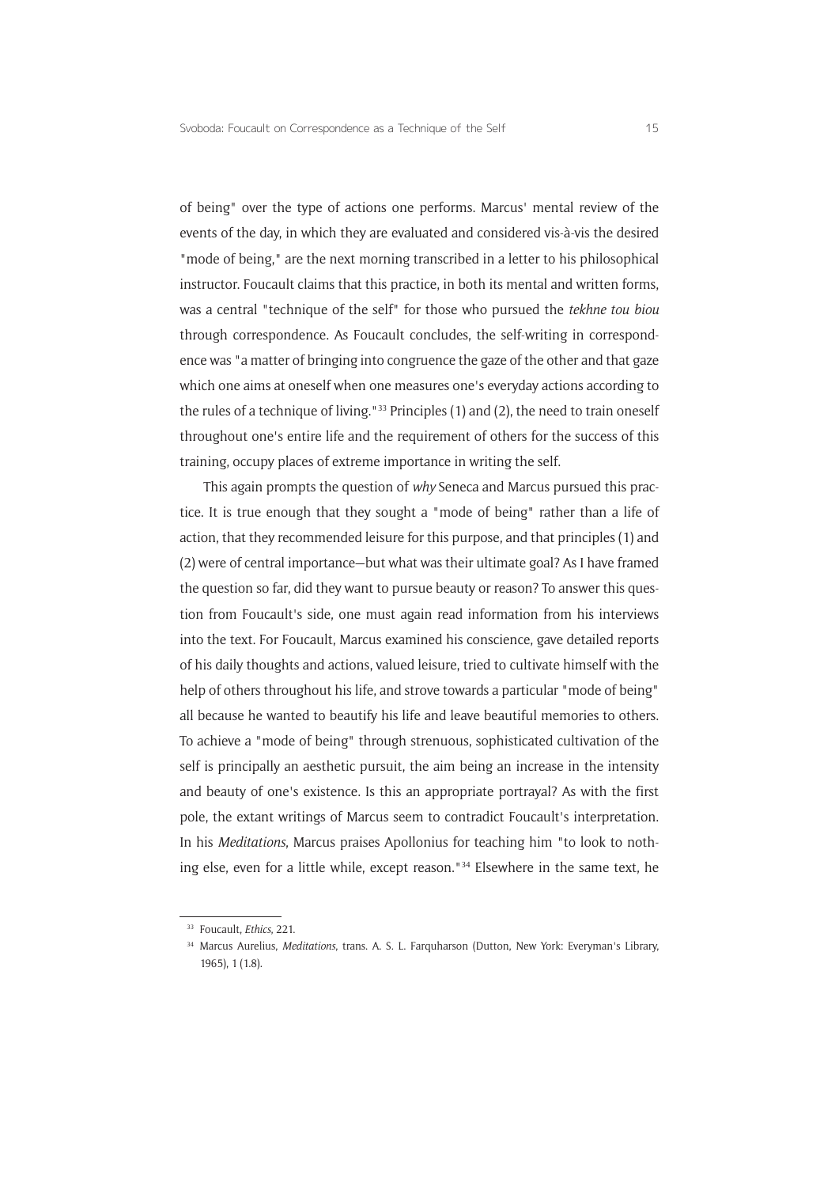of being" over the type of actions one performs. Marcus' mental review of the events of the day, in which they are evaluated and considered vis-à-vis the desired "mode of being," are the next morning transcribed in a letter to his philosophical instructor. Foucault claims that this practice, in both its mental and written forms, was a central "technique of the self" for those who pursued the *tekhne tou biou* through correspondence. As Foucault concludes, the self-writing in correspondence was "a matter of bringing into congruence the gaze of the other and that gaze which one aims at oneself when one measures one's everyday actions according to the rules of a technique of living."[33] Principles (1) and (2), the need to train oneself throughout one's entire life and the requirement of others for the success of this training, occupy places of extreme importance in writing the self.

This again prompts the question of *why* Seneca and Marcus pursued this practice. It is true enough that they sought a "mode of being" rather than a life of action, that they recommended leisure for this purpose, and that principles (1) and (2) were of central importance—but what was their ultimate goal? As I have framed the question so far, did they want to pursue beauty or reason? To answer this question from Foucault's side, one must again read information from his interviews into the text. For Foucault, Marcus examined his conscience, gave detailed reports of his daily thoughts and actions, valued leisure, tried to cultivate himself with the help of others throughout his life, and strove towards a particular "mode of being" all because he wanted to beautify his life and leave beautiful memories to others. To achieve a "mode of being" through strenuous, sophisticated cultivation of the self is principally an aesthetic pursuit, the aim being an increase in the intensity and beauty of one's existence. Is this an appropriate portrayal? As with the first pole, the extant writings of Marcus seem to contradict Foucault's interpretation. In his *Meditations*, Marcus praises Apollonius for teaching him "to look to nothing else, even for a little while, except reason."[34] Elsewhere in the same text, he

---

[33] Foucault, *Ethics*, 221.

[34] Marcus Aurelius, *Meditations*, trans. A. S. L. Farquharson (Dutton, New York: Everyman's Library, 1965), 1 (1.8).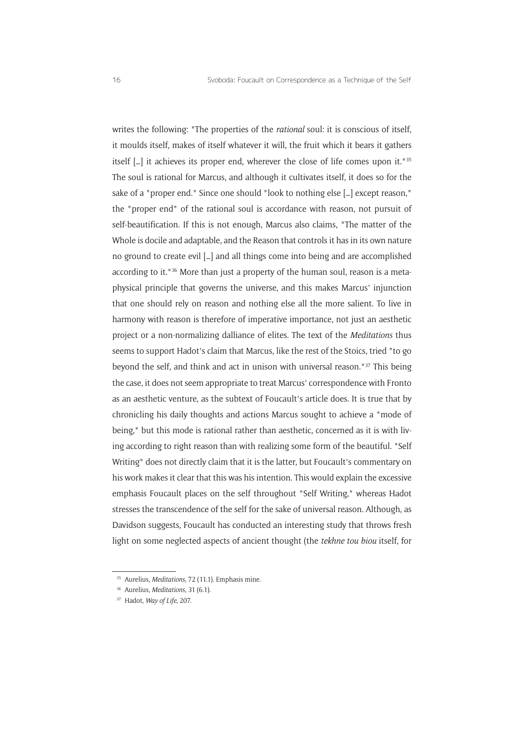writes the following: "The properties of the *rational* soul: it is conscious of itself, it moulds itself, makes of itself whatever it will, the fruit which it bears it gathers itself [...] it achieves its proper end, wherever the close of life comes upon it."[35] The soul is rational for Marcus, and although it cultivates itself, it does so for the sake of a "proper end." Since one should "look to nothing else [...] except reason," the "proper end" of the rational soul is accordance with reason, not pursuit of self-beautification. If this is not enough, Marcus also claims, "The matter of the Whole is docile and adaptable, and the Reason that controls it has in its own nature no ground to create evil [...] and all things come into being and are accomplished according to it."[36] More than just a property of the human soul, reason is a metaphysical principle that governs the universe, and this makes Marcus' injunction that one should rely on reason and nothing else all the more salient. To live in harmony with reason is therefore of imperative importance, not just an aesthetic project or a non-normalizing dalliance of elites. The text of the *Meditations* thus seems to support Hadot's claim that Marcus, like the rest of the Stoics, tried "to go beyond the self, and think and act in unison with universal reason."[37] This being the case, it does not seem appropriate to treat Marcus' correspondence with Fronto as an aesthetic venture, as the subtext of Foucault's article does. It is true that by chronicling his daily thoughts and actions Marcus sought to achieve a "mode of being," but this mode is rational rather than aesthetic, concerned as it is with living according to right reason than with realizing some form of the beautiful. "Self Writing" does not directly claim that it is the latter, but Foucault's commentary on his work makes it clear that this was his intention. This would explain the excessive emphasis Foucault places on the self throughout "Self Writing," whereas Hadot stresses the transcendence of the self for the sake of universal reason. Although, as Davidson suggests, Foucault has conducted an interesting study that throws fresh light on some neglected aspects of ancient thought (the *tekhne tou biou* itself, for

---

[35] Aurelius, *Meditations*, 72 (11.1). Emphasis mine.

[36] Aurelius, *Meditations*, 31 (6.1).

[37] Hadot, *Way of Life*, 207.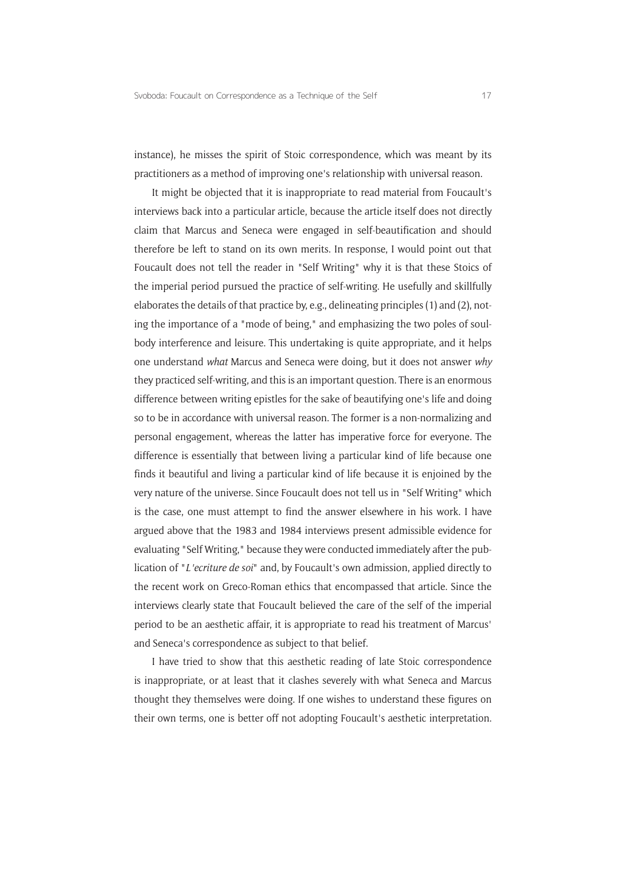instance), he misses the spirit of Stoic correspondence, which was meant by its practitioners as a method of improving one's relationship with universal reason.

It might be objected that it is inappropriate to read material from Foucault's interviews back into a particular article, because the article itself does not directly claim that Marcus and Seneca were engaged in self-beautification and should therefore be left to stand on its own merits. In response, I would point out that Foucault does not tell the reader in "Self Writing" why it is that these Stoics of the imperial period pursued the practice of self-writing. He usefully and skillfully elaborates the details of that practice by, e.g., delineating principles (1) and (2), noting the importance of a "mode of being," and emphasizing the two poles of soul-body interference and leisure. This undertaking is quite appropriate, and it helps one understand *what* Marcus and Seneca were doing, but it does not answer *why* they practiced self-writing, and this is an important question. There is an enormous difference between writing epistles for the sake of beautifying one's life and doing so to be in accordance with universal reason. The former is a non-normalizing and personal engagement, whereas the latter has imperative force for everyone. The difference is essentially that between living a particular kind of life because one finds it beautiful and living a particular kind of life because it is enjoined by the very nature of the universe. Since Foucault does not tell us in "Self Writing" which is the case, one must attempt to find the answer elsewhere in his work. I have argued above that the 1983 and 1984 interviews present admissible evidence for evaluating "Self Writing," because they were conducted immediately after the publication of "*L'ecriture de soi*" and, by Foucault's own admission, applied directly to the recent work on Greco-Roman ethics that encompassed that article. Since the interviews clearly state that Foucault believed the care of the self of the imperial period to be an aesthetic affair, it is appropriate to read his treatment of Marcus' and Seneca's correspondence as subject to that belief.

I have tried to show that this aesthetic reading of late Stoic correspondence is inappropriate, or at least that it clashes severely with what Seneca and Marcus thought they themselves were doing. If one wishes to understand these figures on their own terms, one is better off not adopting Foucault's aesthetic interpretation.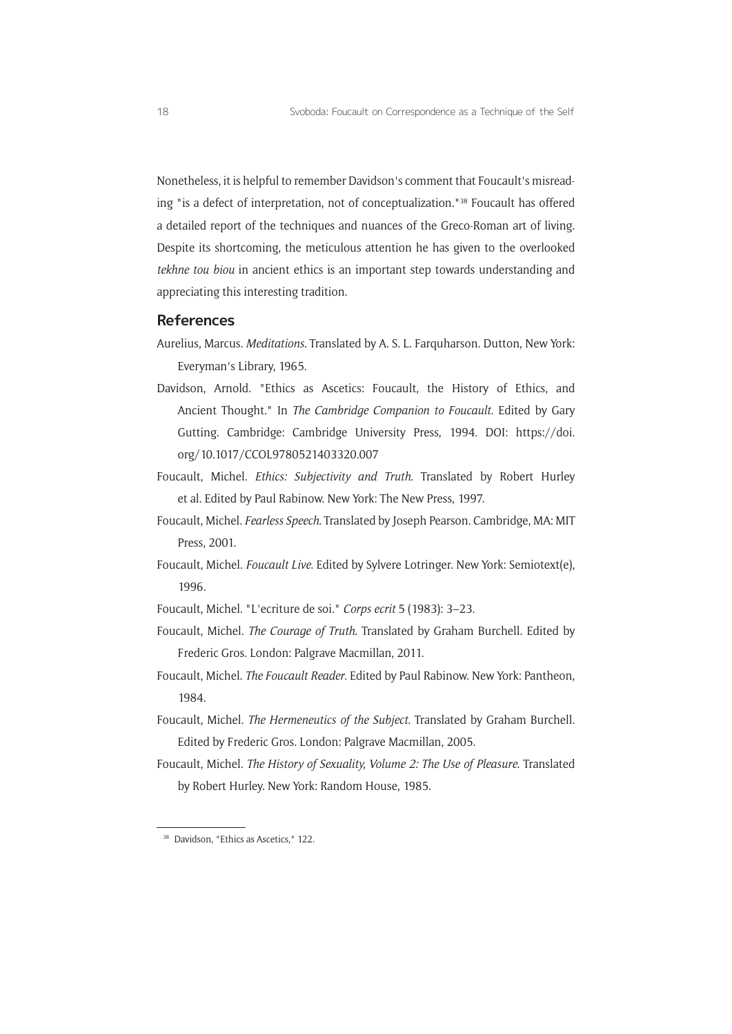Nonetheless, it is helpful to remember Davidson's comment that Foucault's misreading "is a defect of interpretation, not of conceptualization."[38] Foucault has offered a detailed report of the techniques and nuances of the Greco-Roman art of living. Despite its shortcoming, the meticulous attention he has given to the overlooked *tekhne tou biou* in ancient ethics is an important step towards understanding and appreciating this interesting tradition.

## References

Aurelius, Marcus. *Meditations*. Translated by A. S. L. Farquharson. Dutton, New York: Everyman's Library, 1965.

Davidson, Arnold. "Ethics as Ascetics: Foucault, the History of Ethics, and Ancient Thought." In *The Cambridge Companion to Foucault*. Edited by Gary Gutting. Cambridge: Cambridge University Press, 1994. DOI: https://doi.org/10.1017/CCOL9780521403320.007

Foucault, Michel. *Ethics: Subjectivity and Truth*. Translated by Robert Hurley et al. Edited by Paul Rabinow. New York: The New Press, 1997.

Foucault, Michel. *Fearless Speech*. Translated by Joseph Pearson. Cambridge, MA: MIT Press, 2001.

Foucault, Michel. *Foucault Live*. Edited by Sylvere Lotringer. New York: Semiotext(e), 1996.

Foucault, Michel. "L'ecriture de soi." *Corps ecrit* 5 (1983): 3–23.

Foucault, Michel. *The Courage of Truth*. Translated by Graham Burchell. Edited by Frederic Gros. London: Palgrave Macmillan, 2011.

Foucault, Michel. *The Foucault Reader*. Edited by Paul Rabinow. New York: Pantheon, 1984.

Foucault, Michel. *The Hermeneutics of the Subject*. Translated by Graham Burchell. Edited by Frederic Gros. London: Palgrave Macmillan, 2005.

Foucault, Michel. *The History of Sexuality, Volume 2: The Use of Pleasure*. Translated by Robert Hurley. New York: Random House, 1985.

---

[38] Davidson, "Ethics as Ascetics," 122.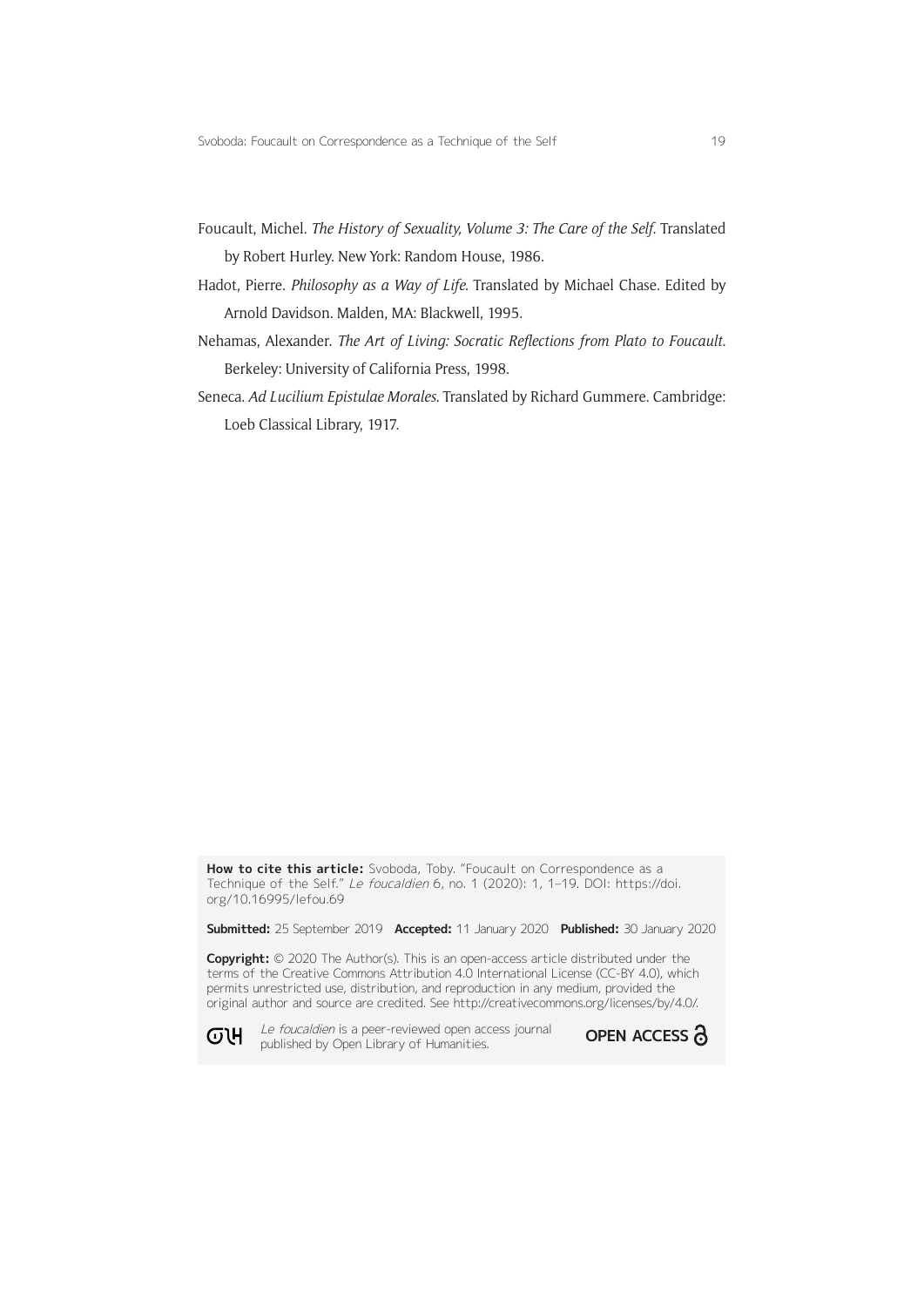Foucault, Michel. *The History of Sexuality, Volume 3: The Care of the Self*. Translated by Robert Hurley. New York: Random House, 1986.

Hadot, Pierre. *Philosophy as a Way of Life*. Translated by Michael Chase. Edited by Arnold Davidson. Malden, MA: Blackwell, 1995.

Nehamas, Alexander. *The Art of Living: Socratic Reflections from Plato to Foucault*. Berkeley: University of California Press, 1998.

Seneca. *Ad Lucilium Epistulae Morales*. Translated by Richard Gummere. Cambridge: Loeb Classical Library, 1917.

**How to cite this article:** Svoboda, Toby. "Foucault on Correspondence as a Technique of the Self." *Le foucaldien* 6, no. 1 (2020): 1, 1–19. DOI: https://doi.org/10.16995/lefou.69

**Submitted:** 25 September 2019 **Accepted:** 11 January 2020 **Published:** 30 January 2020

**Copyright:** © 2020 The Author(s). This is an open-access article distributed under the terms of the Creative Commons Attribution 4.0 International License (CC-BY 4.0), which permits unrestricted use, distribution, and reproduction in any medium, provided the original author and source are credited. See http://creativecommons.org/licenses/by/4.0/.

*Le foucaldien* is a peer-reviewed open access journal published by Open Library of Humanities.

**OPEN ACCESS**